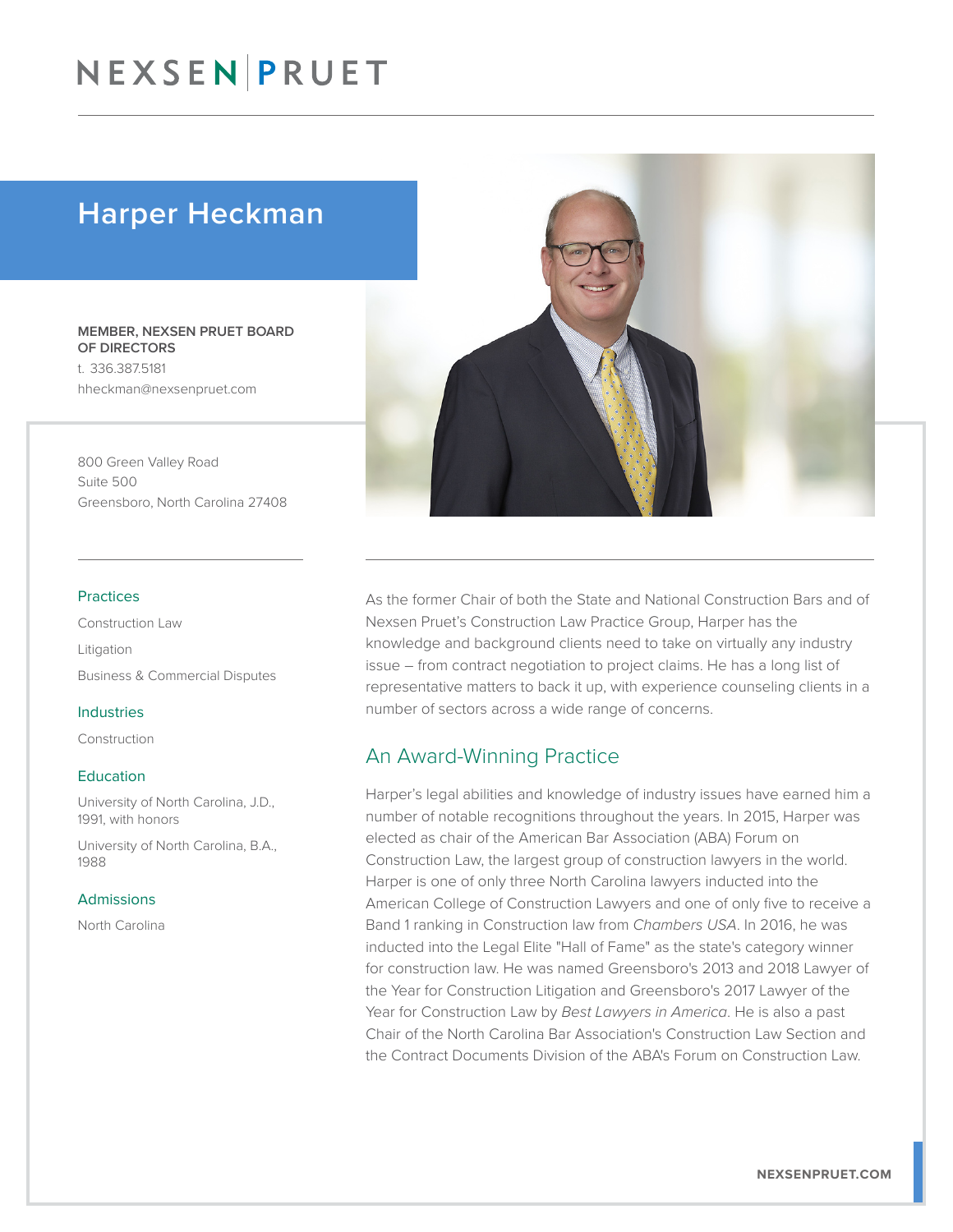# Harper Heckman

**MEMBER, NEXSEN PRUET BOARD OF DIRECTORS**

t. 336.387.5181

hheckman@nexsenpruet.com

800 Green Valley Road
Suite 500
Greensboro, North Carolina 27408

### Practices

Construction Law

Litigation

Business & Commercial Disputes

### Industries

Construction

### Education

University of North Carolina, J.D., 1991, with honors

University of North Carolina, B.A., 1988

### Admissions

North Carolina

As the former Chair of both the State and National Construction Bars and of Nexsen Pruet's Construction Law Practice Group, Harper has the knowledge and background clients need to take on virtually any industry issue – from contract negotiation to project claims. He has a long list of representative matters to back it up, with experience counseling clients in a number of sectors across a wide range of concerns.

## An Award-Winning Practice

Harper's legal abilities and knowledge of industry issues have earned him a number of notable recognitions throughout the years. In 2015, Harper was elected as chair of the American Bar Association (ABA) Forum on Construction Law, the largest group of construction lawyers in the world. Harper is one of only three North Carolina lawyers inducted into the American College of Construction Lawyers and one of only five to receive a Band 1 ranking in Construction law from *Chambers USA*. In 2016, he was inducted into the Legal Elite "Hall of Fame" as the state's category winner for construction law. He was named Greensboro's 2013 and 2018 Lawyer of the Year for Construction Litigation and Greensboro's 2017 Lawyer of the Year for Construction Law by *Best Lawyers in America*. He is also a past Chair of the North Carolina Bar Association's Construction Law Section and the Contract Documents Division of the ABA's Forum on Construction Law.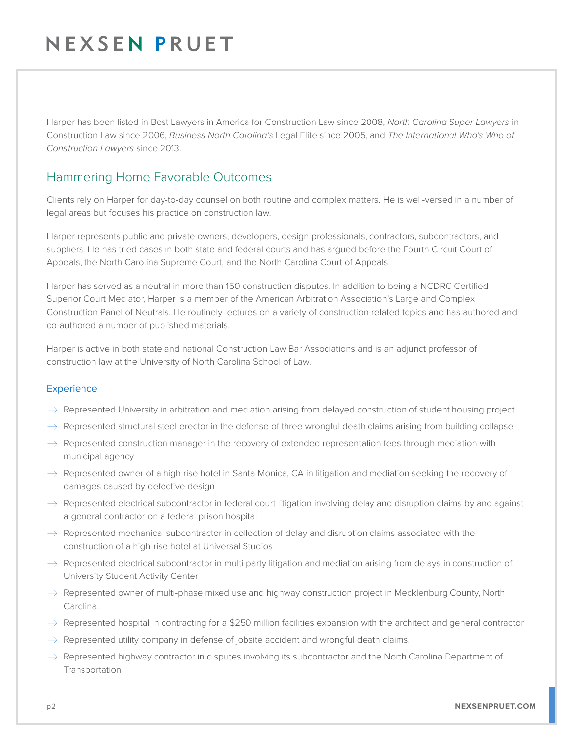Harper has been listed in Best Lawyers in America for Construction Law since 2008, *North Carolina Super Lawyers* in Construction Law since 2006, *Business North Carolina's* Legal Elite since 2005, and *The International Who's Who of Construction Lawyers* since 2013.

## Hammering Home Favorable Outcomes

Clients rely on Harper for day-to-day counsel on both routine and complex matters. He is well-versed in a number of legal areas but focuses his practice on construction law.

Harper represents public and private owners, developers, design professionals, contractors, subcontractors, and suppliers. He has tried cases in both state and federal courts and has argued before the Fourth Circuit Court of Appeals, the North Carolina Supreme Court, and the North Carolina Court of Appeals.

Harper has served as a neutral in more than 150 construction disputes. In addition to being a NCDRC Certified Superior Court Mediator, Harper is a member of the American Arbitration Association's Large and Complex Construction Panel of Neutrals. He routinely lectures on a variety of construction-related topics and has authored and co-authored a number of published materials.

Harper is active in both state and national Construction Law Bar Associations and is an adjunct professor of construction law at the University of North Carolina School of Law.

### Experience

- Represented University in arbitration and mediation arising from delayed construction of student housing project
- Represented structural steel erector in the defense of three wrongful death claims arising from building collapse
- Represented construction manager in the recovery of extended representation fees through mediation with municipal agency
- Represented owner of a high rise hotel in Santa Monica, CA in litigation and mediation seeking the recovery of damages caused by defective design
- Represented electrical subcontractor in federal court litigation involving delay and disruption claims by and against a general contractor on a federal prison hospital
- Represented mechanical subcontractor in collection of delay and disruption claims associated with the construction of a high-rise hotel at Universal Studios
- Represented electrical subcontractor in multi-party litigation and mediation arising from delays in construction of University Student Activity Center
- Represented owner of multi-phase mixed use and highway construction project in Mecklenburg County, North Carolina.
- Represented hospital in contracting for a $250 million facilities expansion with the architect and general contractor
- Represented utility company in defense of jobsite accident and wrongful death claims.
- Represented highway contractor in disputes involving its subcontractor and the North Carolina Department of Transportation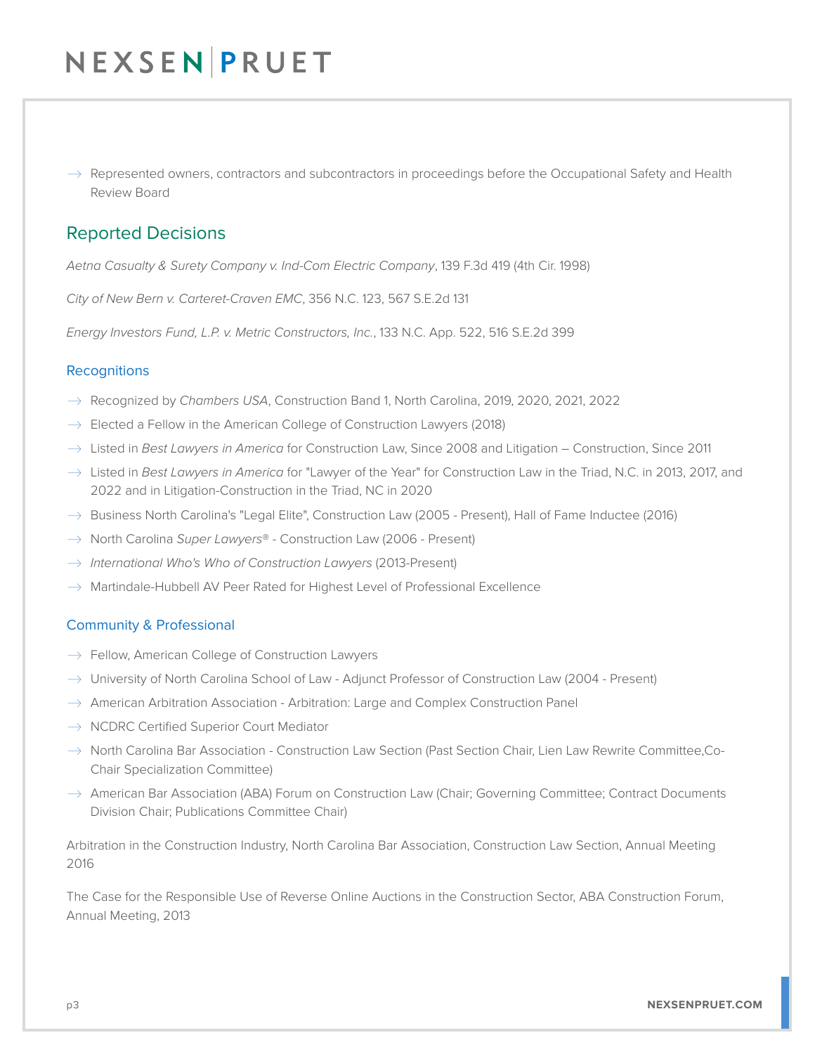- Represented owners, contractors and subcontractors in proceedings before the Occupational Safety and Health Review Board

## Reported Decisions

*Aetna Casualty & Surety Company v. Ind-Com Electric Company*, 139 F.3d 419 (4th Cir. 1998)

*City of New Bern v. Carteret-Craven EMC*, 356 N.C. 123, 567 S.E.2d 131

*Energy Investors Fund, L.P. v. Metric Constructors, Inc.*, 133 N.C. App. 522, 516 S.E.2d 399

### Recognitions

- Recognized by *Chambers USA*, Construction Band 1, North Carolina, 2019, 2020, 2021, 2022
- Elected a Fellow in the American College of Construction Lawyers (2018)
- Listed in *Best Lawyers in America* for Construction Law, Since 2008 and Litigation – Construction, Since 2011
- Listed in *Best Lawyers in America* for "Lawyer of the Year" for Construction Law in the Triad, N.C. in 2013, 2017, and 2022 and in Litigation-Construction in the Triad, NC in 2020
- Business North Carolina's "Legal Elite", Construction Law (2005 - Present), Hall of Fame Inductee (2016)
- North Carolina *Super Lawyers®* - Construction Law (2006 - Present)
- *International Who's Who of Construction Lawyers* (2013-Present)
- Martindale-Hubbell AV Peer Rated for Highest Level of Professional Excellence

### Community & Professional

- Fellow, American College of Construction Lawyers
- University of North Carolina School of Law - Adjunct Professor of Construction Law (2004 - Present)
- American Arbitration Association - Arbitration: Large and Complex Construction Panel
- NCDRC Certified Superior Court Mediator
- North Carolina Bar Association - Construction Law Section (Past Section Chair, Lien Law Rewrite Committee,Co-Chair Specialization Committee)
- American Bar Association (ABA) Forum on Construction Law (Chair; Governing Committee; Contract Documents Division Chair; Publications Committee Chair)

Arbitration in the Construction Industry, North Carolina Bar Association, Construction Law Section, Annual Meeting 2016

The Case for the Responsible Use of Reverse Online Auctions in the Construction Sector, ABA Construction Forum, Annual Meeting, 2013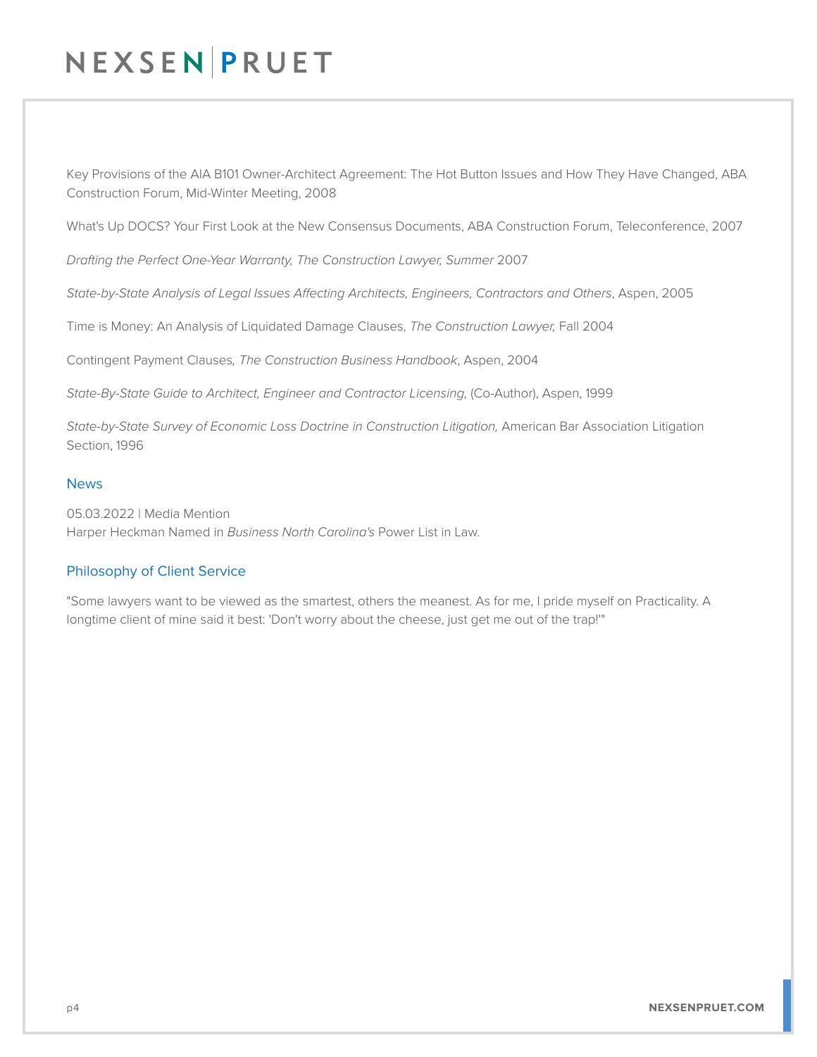Key Provisions of the AIA B101 Owner-Architect Agreement: The Hot Button Issues and How They Have Changed, ABA Construction Forum, Mid-Winter Meeting, 2008

What's Up DOCS? Your First Look at the New Consensus Documents, ABA Construction Forum, Teleconference, 2007

*Drafting the Perfect One-Year Warranty, The Construction Lawyer, Summer* 2007

*State-by-State Analysis of Legal Issues Affecting Architects, Engineers, Contractors and Others*, Aspen, 2005

Time is Money: An Analysis of Liquidated Damage Clauses, *The Construction Lawyer,* Fall 2004

Contingent Payment Clauses*, The Construction Business Handbook*, Aspen, 2004

*State-By-State Guide to Architect, Engineer and Contractor Licensing,* (Co-Author), Aspen, 1999

*State-by-State Survey of Economic Loss Doctrine in Construction Litigation,* American Bar Association Litigation Section, 1996

## News

05.03.2022 | Media Mention
Harper Heckman Named in *Business North Carolina's* Power List in Law.

## Philosophy of Client Service

"Some lawyers want to be viewed as the smartest, others the meanest. As for me, I pride myself on Practicality. A longtime client of mine said it best: 'Don't worry about the cheese, just get me out of the trap!'"